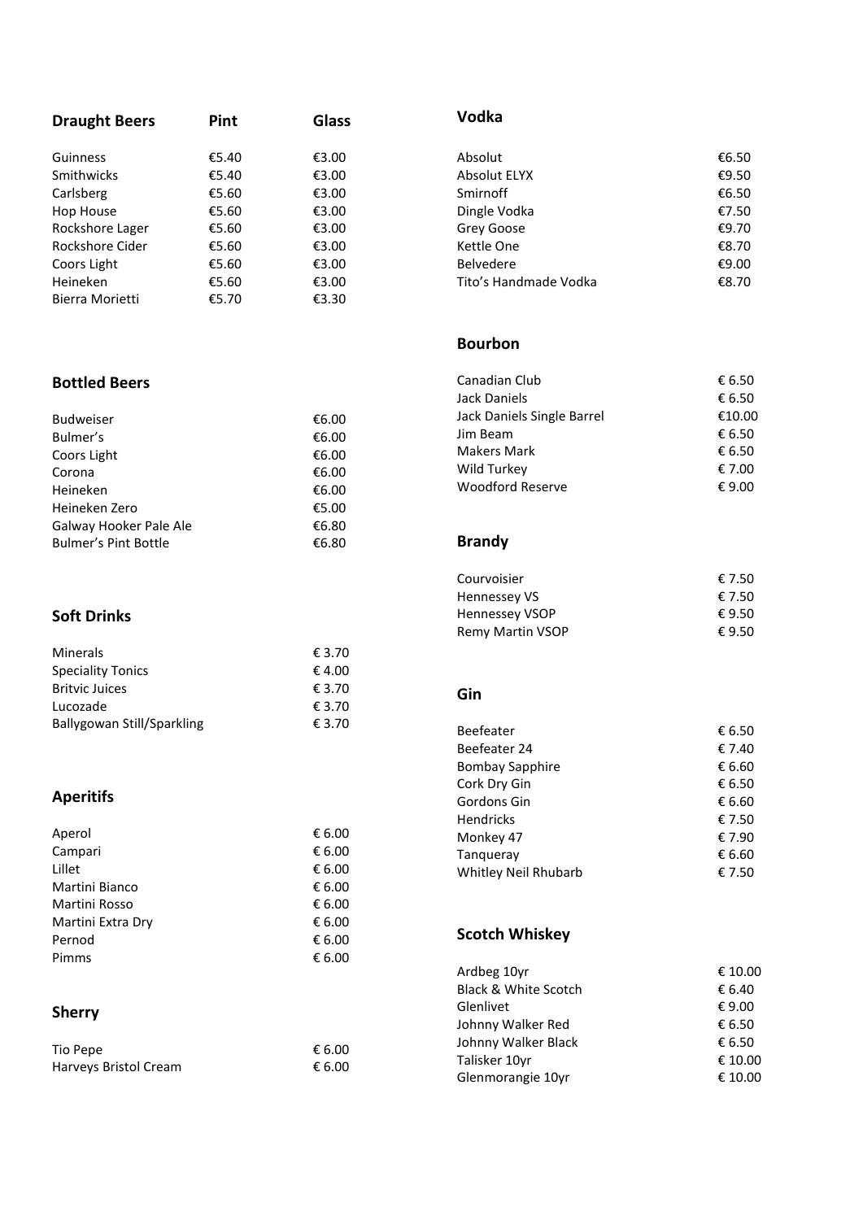## Draught Beers

| Draught Beers | Pint | Glass |
| --- | --- | --- |
| Guinness | €5.40 | €3.00 |
| Smithwicks | €5.40 | €3.00 |
| Carlsberg | €5.60 | €3.00 |
| Hop House | €5.60 | €3.00 |
| Rockshore Lager | €5.60 | €3.00 |
| Rockshore Cider | €5.60 | €3.00 |
| Coors Light | €5.60 | €3.00 |
| Heineken | €5.60 | €3.00 |
| Bierra Morietti | €5.70 | €3.30 |

## Bottled Beers

| | |
| --- | --- |
| Budweiser | €6.00 |
| Bulmer's | €6.00 |
| Coors Light | €6.00 |
| Corona | €6.00 |
| Heineken | €6.00 |
| Heineken Zero | €5.00 |
| Galway Hooker Pale Ale | €6.80 |
| Bulmer's Pint Bottle | €6.80 |

## Soft Drinks

| | |
| --- | --- |
| Minerals | € 3.70 |
| Speciality Tonics | € 4.00 |
| Britvic Juices | € 3.70 |
| Lucozade | € 3.70 |
| Ballygowan Still/Sparkling | € 3.70 |

## Aperitifs

| | |
| --- | --- |
| Aperol | € 6.00 |
| Campari | € 6.00 |
| Lillet | € 6.00 |
| Martini Bianco | € 6.00 |
| Martini Rosso | € 6.00 |
| Martini Extra Dry | € 6.00 |
| Pernod | € 6.00 |
| Pimms | € 6.00 |

## Sherry

| | |
| --- | --- |
| Tio Pepe | € 6.00 |
| Harveys Bristol Cream | € 6.00 |

## Vodka

| | |
| --- | --- |
| Absolut | €6.50 |
| Absolut ELYX | €9.50 |
| Smirnoff | €6.50 |
| Dingle Vodka | €7.50 |
| Grey Goose | €9.70 |
| Kettle One | €8.70 |
| Belvedere | €9.00 |
| Tito's Handmade Vodka | €8.70 |

## Bourbon

| | |
| --- | --- |
| Canadian Club | € 6.50 |
| Jack Daniels | € 6.50 |
| Jack Daniels Single Barrel | €10.00 |
| Jim Beam | € 6.50 |
| Makers Mark | € 6.50 |
| Wild Turkey | € 7.00 |
| Woodford Reserve | € 9.00 |

## Brandy

| | |
| --- | --- |
| Courvoisier | € 7.50 |
| Hennessey VS | € 7.50 |
| Hennessey VSOP | € 9.50 |
| Remy Martin VSOP | € 9.50 |

## Gin

| | |
| --- | --- |
| Beefeater | € 6.50 |
| Beefeater 24 | € 7.40 |
| Bombay Sapphire | € 6.60 |
| Cork Dry Gin | € 6.50 |
| Gordons Gin | € 6.60 |
| Hendricks | € 7.50 |
| Monkey 47 | € 7.90 |
| Tanqueray | € 6.60 |
| Whitley Neil Rhubarb | € 7.50 |

## Scotch Whiskey

| | |
| --- | --- |
| Ardbeg 10yr | € 10.00 |
| Black & White Scotch | € 6.40 |
| Glenlivet | € 9.00 |
| Johnny Walker Red | € 6.50 |
| Johnny Walker Black | € 6.50 |
| Talisker 10yr | € 10.00 |
| Glenmorangie 10yr | € 10.00 |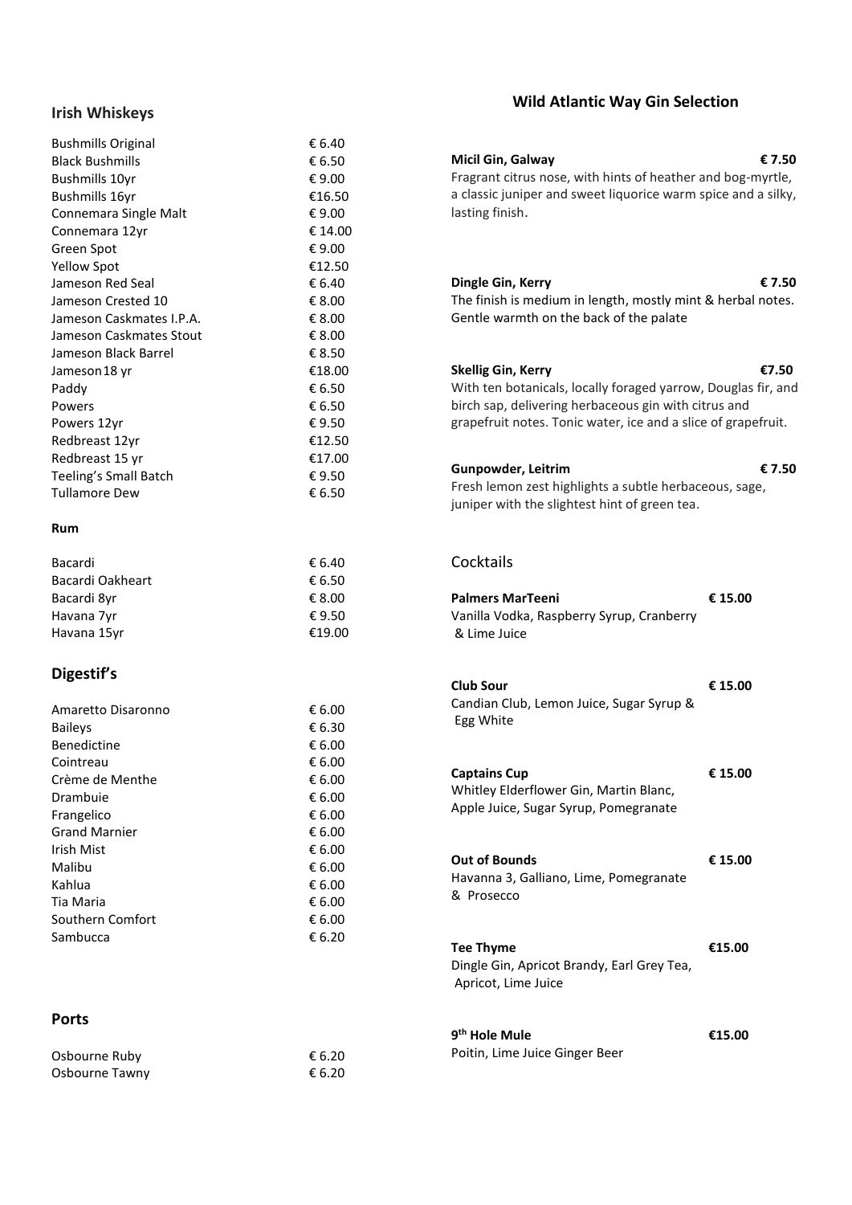## Irish Whiskeys

| | |
|---|---|
| Bushmills Original | € 6.40 |
| Black Bushmills | € 6.50 |
| Bushmills 10yr | € 9.00 |
| Bushmills 16yr | €16.50 |
| Connemara Single Malt | € 9.00 |
| Connemara 12yr | € 14.00 |
| Green Spot | € 9.00 |
| Yellow Spot | €12.50 |
| Jameson Red Seal | € 6.40 |
| Jameson Crested 10 | € 8.00 |
| Jameson Caskmates I.P.A. | € 8.00 |
| Jameson Caskmates Stout | € 8.00 |
| Jameson Black Barrel | € 8.50 |
| Jameson18 yr | €18.00 |
| Paddy | € 6.50 |
| Powers | € 6.50 |
| Powers 12yr | € 9.50 |
| Redbreast 12yr | €12.50 |
| Redbreast 15 yr | €17.00 |
| Teeling's Small Batch | € 9.50 |
| Tullamore Dew | € 6.50 |

**Rum**

| | |
|---|---|
| Bacardi | € 6.40 |
| Bacardi Oakheart | € 6.50 |
| Bacardi 8yr | € 8.00 |
| Havana 7yr | € 9.50 |
| Havana 15yr | €19.00 |

## Digestif's

| | |
|---|---|
| Amaretto Disaronno | € 6.00 |
| Baileys | € 6.30 |
| Benedictine | € 6.00 |
| Cointreau | € 6.00 |
| Crème de Menthe | € 6.00 |
| Drambuie | € 6.00 |
| Frangelico | € 6.00 |
| Grand Marnier | € 6.00 |
| Irish Mist | € 6.00 |
| Malibu | € 6.00 |
| Kahlua | € 6.00 |
| Tia Maria | € 6.00 |
| Southern Comfort | € 6.00 |
| Sambucca | € 6.20 |

## Ports

| | |
|---|---|
| Osbourne Ruby | € 6.20 |
| Osbourne Tawny | € 6.20 |

## Wild Atlantic Way Gin Selection

**Micil Gin, Galway** **€ 7.50**
Fragrant citrus nose, with hints of heather and bog-myrtle, a classic juniper and sweet liquorice warm spice and a silky, lasting finish.

**Dingle Gin, Kerry** **€ 7.50**
The finish is medium in length, mostly mint & herbal notes. Gentle warmth on the back of the palate

**Skellig Gin, Kerry** **€7.50**
With ten botanicals, locally foraged yarrow, Douglas fir, and birch sap, delivering herbaceous gin with citrus and grapefruit notes. Tonic water, ice and a slice of grapefruit.

**Gunpowder, Leitrim** **€ 7.50**
Fresh lemon zest highlights a subtle herbaceous, sage, juniper with the slightest hint of green tea.

## Cocktails

**Palmers MarTeeni** **€ 15.00**
Vanilla Vodka, Raspberry Syrup, Cranberry & Lime Juice

**Club Sour** **€ 15.00**
Candian Club, Lemon Juice, Sugar Syrup & Egg White

**Captains Cup** **€ 15.00**
Whitley Elderflower Gin, Martin Blanc, Apple Juice, Sugar Syrup, Pomegranate

**Out of Bounds** **€ 15.00**
Havanna 3, Galliano, Lime, Pomegranate & Prosecco

**Tee Thyme** **€15.00**
Dingle Gin, Apricot Brandy, Earl Grey Tea, Apricot, Lime Juice

**9th Hole Mule** **€15.00**
Poitin, Lime Juice Ginger Beer